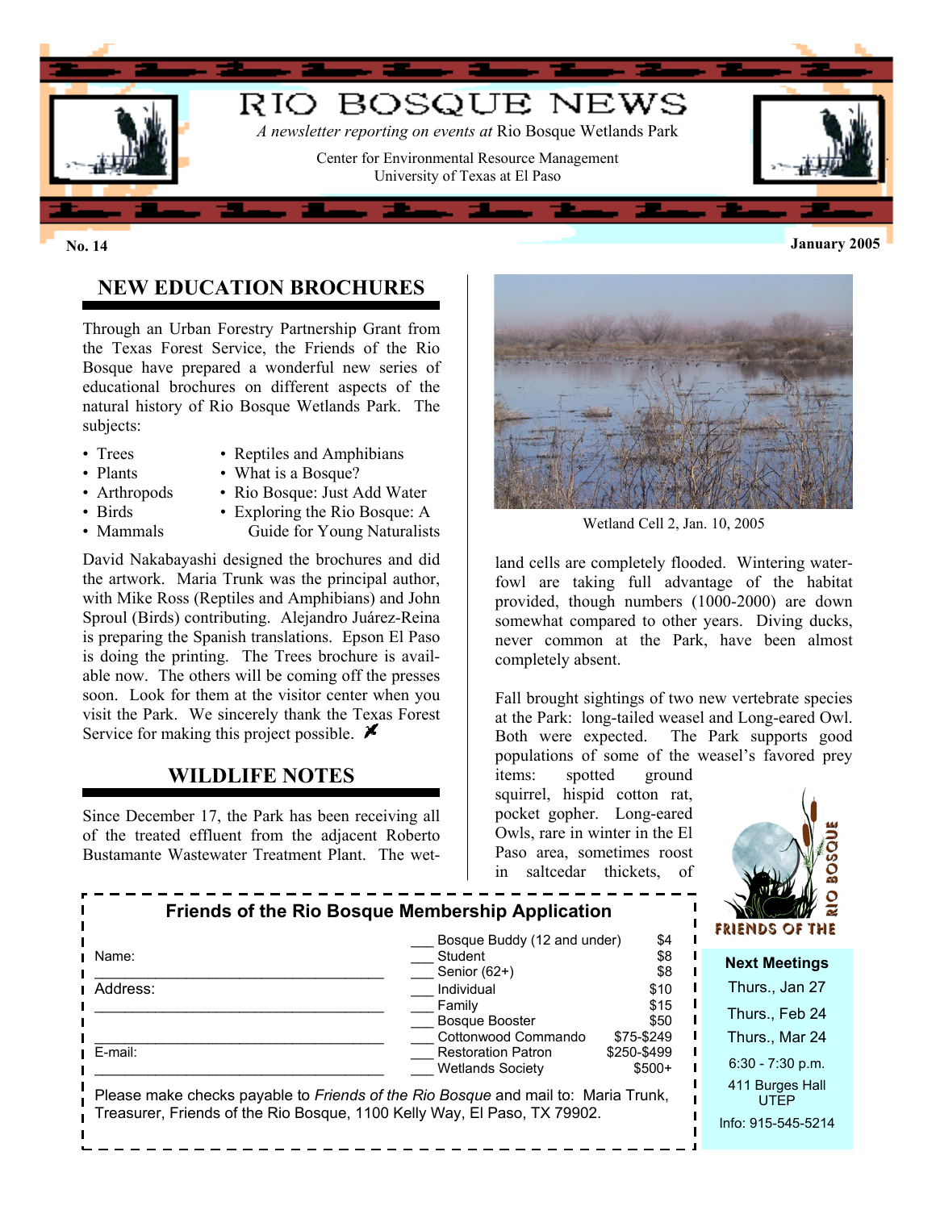# RIO BOSQUE NEWS

*A newsletter reporting on events at* Rio Bosque Wetlands Park

Center for Environmental Resource Management
University of Texas at El Paso

**No. 14** **January 2005**

## NEW EDUCATION BROCHURES

Through an Urban Forestry Partnership Grant from the Texas Forest Service, the Friends of the Rio Bosque have prepared a wonderful new series of educational brochures on different aspects of the natural history of Rio Bosque Wetlands Park. The subjects:

- Trees
- Plants
- Arthropods
- Birds
- Mammals
- Reptiles and Amphibians
- What is a Bosque?
- Rio Bosque: Just Add Water
- Exploring the Rio Bosque: A Guide for Young Naturalists

David Nakabayashi designed the brochures and did the artwork. Maria Trunk was the principal author, with Mike Ross (Reptiles and Amphibians) and John Sproul (Birds) contributing. Alejandro Juárez-Reina is preparing the Spanish translations. Epson El Paso is doing the printing. The Trees brochure is available now. The others will be coming off the presses soon. Look for them at the visitor center when you visit the Park. We sincerely thank the Texas Forest Service for making this project possible.

## WILDLIFE NOTES

Since December 17, the Park has been receiving all of the treated effluent from the adjacent Roberto Bustamante Wastewater Treatment Plant. The wetland cells are completely flooded. Wintering waterfowl are taking full advantage of the habitat provided, though numbers (1000-2000) are down somewhat compared to other years. Diving ducks, never common at the Park, have been almost completely absent.

Wetland Cell 2, Jan. 10, 2005

Fall brought sightings of two new vertebrate species at the Park: long-tailed weasel and Long-eared Owl. Both were expected. The Park supports good populations of some of the weasel's favored prey items: spotted ground squirrel, hispid cotton rat, pocket gopher. Long-eared Owls, rare in winter in the El Paso area, sometimes roost in saltcedar thickets, of

### Friends of the Rio Bosque Membership Application

Name: ______________________________

Address: ______________________________

______________________________

E-mail: ______________________________

| | Membership | Amount |
|---|---|---|
| ___ | Bosque Buddy (12 and under) | $4 |
| ___ | Student | $8 |
| ___ | Senior (62+) | $8 |
| ___ | Individual | $10 |
| ___ | Family | $15 |
| ___ | Bosque Booster | $50 |
| ___ | Cottonwood Commando | $75-$249 |
| ___ | Restoration Patron | $250-$499 |
| ___ | Wetlands Society | $500+ |

Please make checks payable to *Friends of the Rio Bosque* and mail to: Maria Trunk, Treasurer, Friends of the Rio Bosque, 1100 Kelly Way, El Paso, TX 79902.

FRIENDS OF THE RIO BOSQUE

**Next Meetings**

Thurs., Jan 27

Thurs., Feb 24

Thurs., Mar 24

6:30 - 7:30 p.m.

411 Burges Hall
UTEP

Info: 915-545-5214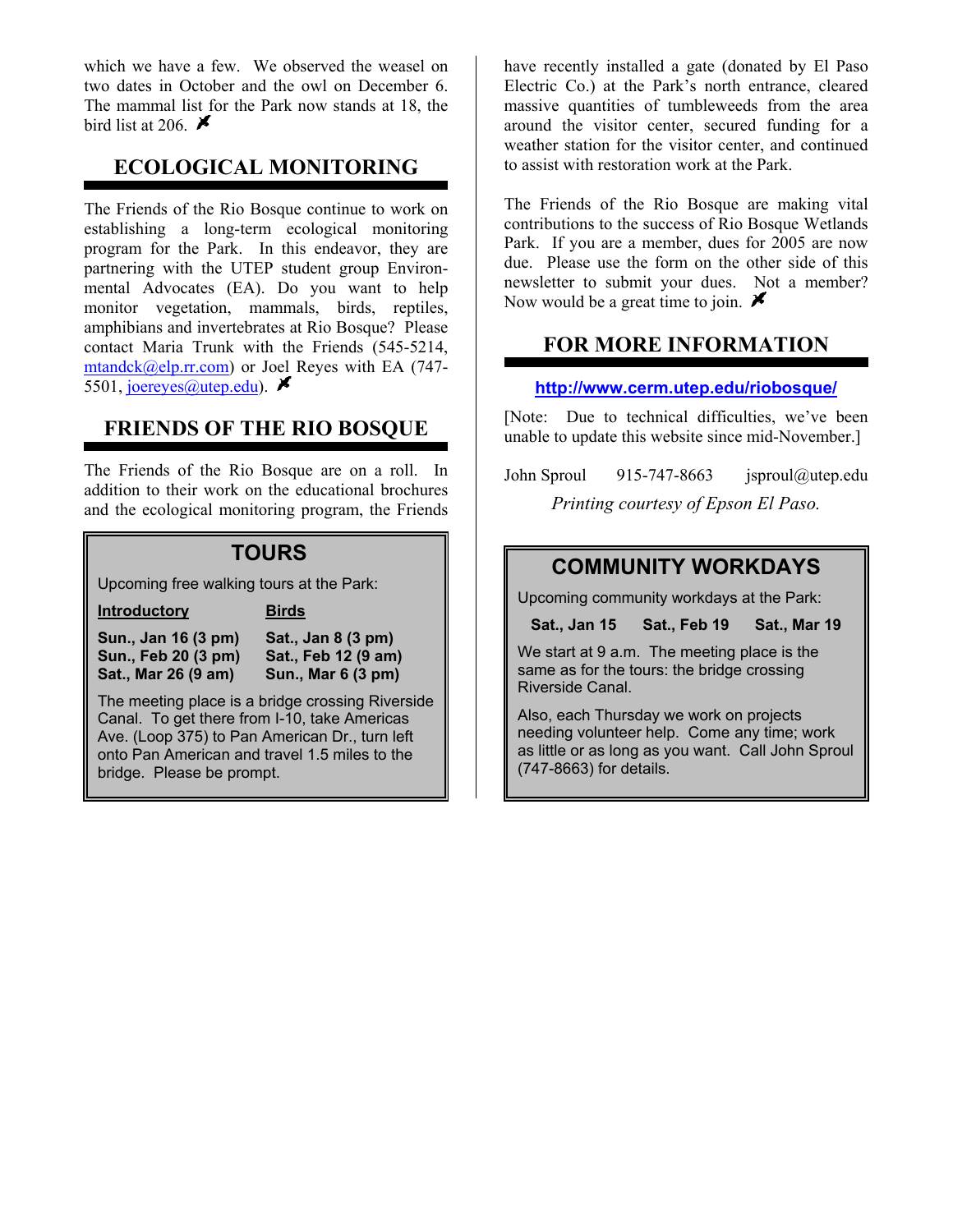which we have a few. We observed the weasel on two dates in October and the owl on December 6. The mammal list for the Park now stands at 18, the bird list at 206. ✗

## ECOLOGICAL MONITORING

The Friends of the Rio Bosque continue to work on establishing a long-term ecological monitoring program for the Park. In this endeavor, they are partnering with the UTEP student group Environmental Advocates (EA). Do you want to help monitor vegetation, mammals, birds, reptiles, amphibians and invertebrates at Rio Bosque? Please contact Maria Trunk with the Friends (545-5214, mtandck@elp.rr.com) or Joel Reyes with EA (747-5501, joereyes@utep.edu). ✗

## FRIENDS OF THE RIO BOSQUE

The Friends of the Rio Bosque are on a roll. In addition to their work on the educational brochures and the ecological monitoring program, the Friends have recently installed a gate (donated by El Paso Electric Co.) at the Park's north entrance, cleared massive quantities of tumbleweeds from the area around the visitor center, secured funding for a weather station for the visitor center, and continued to assist with restoration work at the Park.

The Friends of the Rio Bosque are making vital contributions to the success of Rio Bosque Wetlands Park. If you are a member, dues for 2005 are now due. Please use the form on the other side of this newsletter to submit your dues. Not a member? Now would be a great time to join. ✗

## TOURS

Upcoming free walking tours at the Park:

| Introductory | Birds |
|---|---|
| **Sun., Jan 16 (3 pm)** | **Sat., Jan 8 (3 pm)** |
| **Sun., Feb 20 (3 pm)** | **Sat., Feb 12 (9 am)** |
| **Sat., Mar 26 (9 am)** | **Sun., Mar 6 (3 pm)** |

The meeting place is a bridge crossing Riverside Canal. To get there from I-10, take Americas Ave. (Loop 375) to Pan American Dr., turn left onto Pan American and travel 1.5 miles to the bridge. Please be prompt.

## FOR MORE INFORMATION

**http://www.cerm.utep.edu/riobosque/**

[Note: Due to technical difficulties, we've been unable to update this website since mid-November.]

John Sproul 915-747-8663 jsproul@utep.edu

*Printing courtesy of Epson El Paso.*

## COMMUNITY WORKDAYS

Upcoming community workdays at the Park:

**Sat., Jan 15 Sat., Feb 19 Sat., Mar 19**

We start at 9 a.m. The meeting place is the same as for the tours: the bridge crossing Riverside Canal.

Also, each Thursday we work on projects needing volunteer help. Come any time; work as little or as long as you want. Call John Sproul (747-8663) for details.